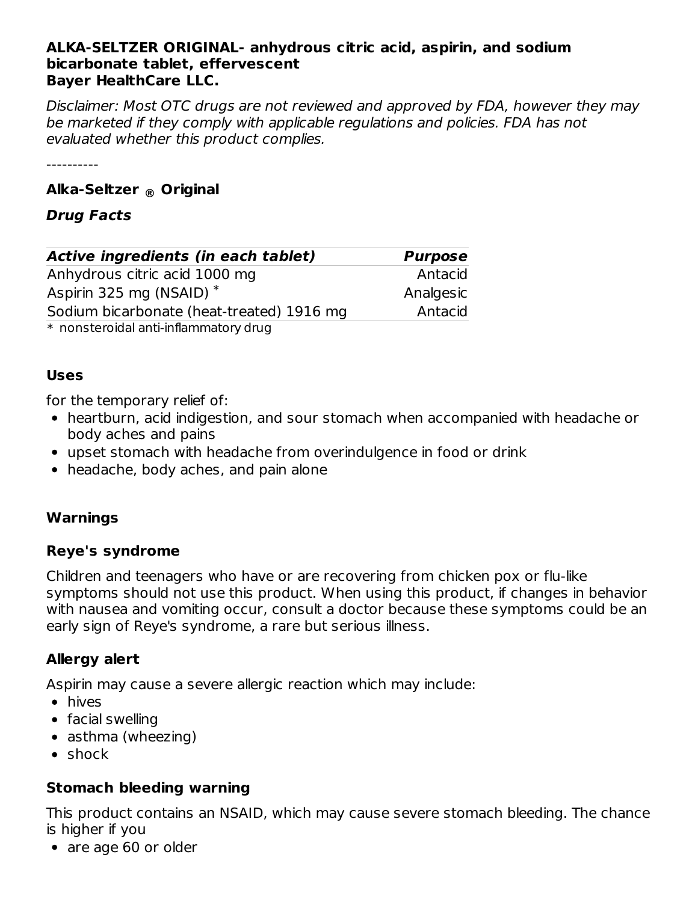**ALKA-SELTZER ORIGINAL- anhydrous citric acid, aspirin, and sodium bicarbonate tablet, effervescent**
**Bayer HealthCare LLC.**

*Disclaimer: Most OTC drugs are not reviewed and approved by FDA, however they may be marketed if they comply with applicable regulations and policies. FDA has not evaluated whether this product complies.*

----------

### Alka-Seltzer ® Original

#### *Drug Facts*

| *Active ingredients (in each tablet)* | *Purpose* |
|---|---|
| Anhydrous citric acid 1000 mg | Antacid |
| Aspirin 325 mg (NSAID) * | Analgesic |
| Sodium bicarbonate (heat-treated) 1916 mg | Antacid |

* nonsteroidal anti-inflammatory drug

### Uses

for the temporary relief of:

- heartburn, acid indigestion, and sour stomach when accompanied with headache or body aches and pains
- upset stomach with headache from overindulgence in food or drink
- headache, body aches, and pain alone

### Warnings

### Reye's syndrome

Children and teenagers who have or are recovering from chicken pox or flu-like symptoms should not use this product. When using this product, if changes in behavior with nausea and vomiting occur, consult a doctor because these symptoms could be an early sign of Reye's syndrome, a rare but serious illness.

### Allergy alert

Aspirin may cause a severe allergic reaction which may include:

- hives
- facial swelling
- asthma (wheezing)
- shock

### Stomach bleeding warning

This product contains an NSAID, which may cause severe stomach bleeding. The chance is higher if you

- are age 60 or older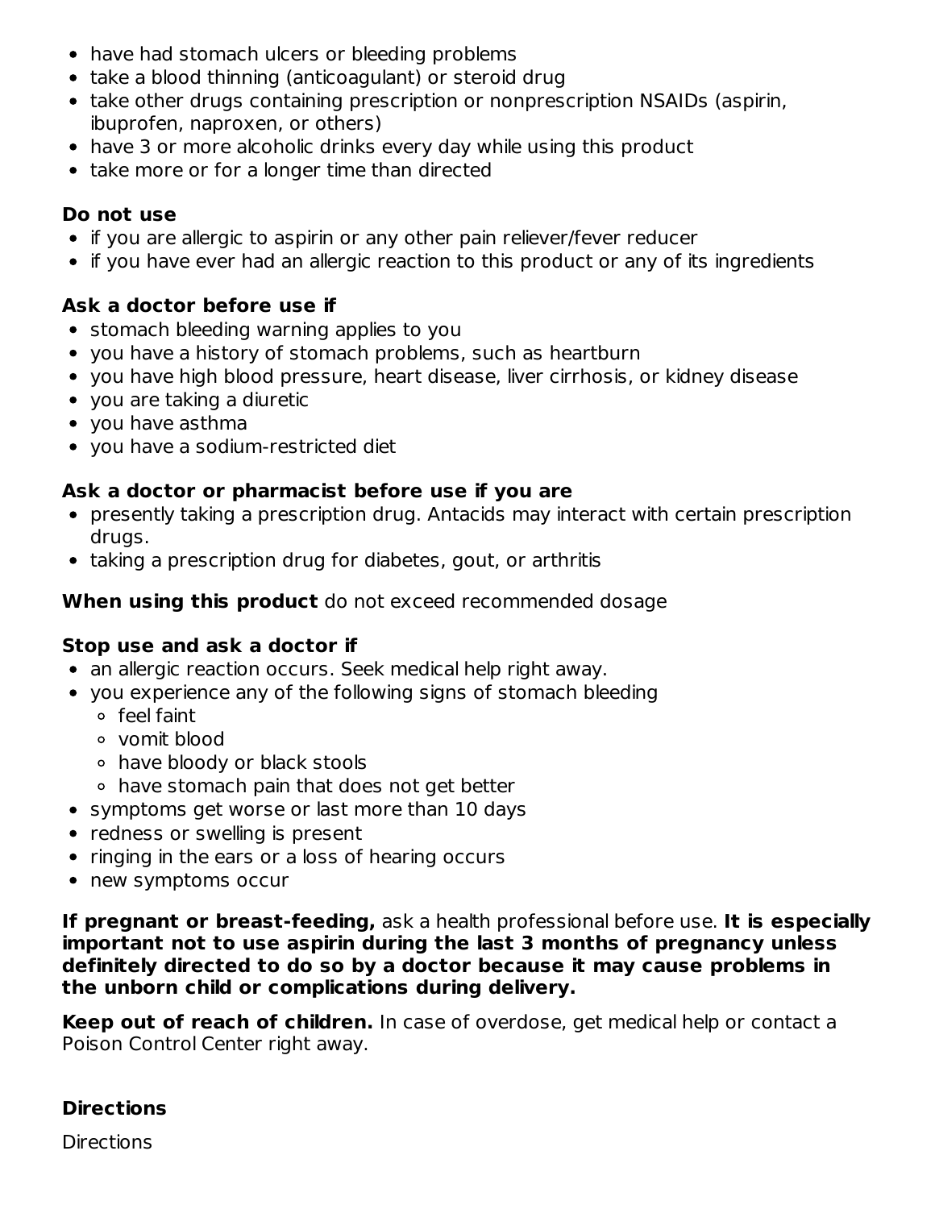- have had stomach ulcers or bleeding problems
- take a blood thinning (anticoagulant) or steroid drug
- take other drugs containing prescription or nonprescription NSAIDs (aspirin, ibuprofen, naproxen, or others)
- have 3 or more alcoholic drinks every day while using this product
- take more or for a longer time than directed

**Do not use**

- if you are allergic to aspirin or any other pain reliever/fever reducer
- if you have ever had an allergic reaction to this product or any of its ingredients

**Ask a doctor before use if**

- stomach bleeding warning applies to you
- you have a history of stomach problems, such as heartburn
- you have high blood pressure, heart disease, liver cirrhosis, or kidney disease
- you are taking a diuretic
- you have asthma
- you have a sodium-restricted diet

**Ask a doctor or pharmacist before use if you are**

- presently taking a prescription drug. Antacids may interact with certain prescription drugs.
- taking a prescription drug for diabetes, gout, or arthritis

**When using this product** do not exceed recommended dosage

**Stop use and ask a doctor if**

- an allergic reaction occurs. Seek medical help right away.
- you experience any of the following signs of stomach bleeding
  - feel faint
  - vomit blood
  - have bloody or black stools
  - have stomach pain that does not get better
- symptoms get worse or last more than 10 days
- redness or swelling is present
- ringing in the ears or a loss of hearing occurs
- new symptoms occur

**If pregnant or breast-feeding,** ask a health professional before use. **It is especially important not to use aspirin during the last 3 months of pregnancy unless definitely directed to do so by a doctor because it may cause problems in the unborn child or complications during delivery.**

**Keep out of reach of children.** In case of overdose, get medical help or contact a Poison Control Center right away.

**Directions**

Directions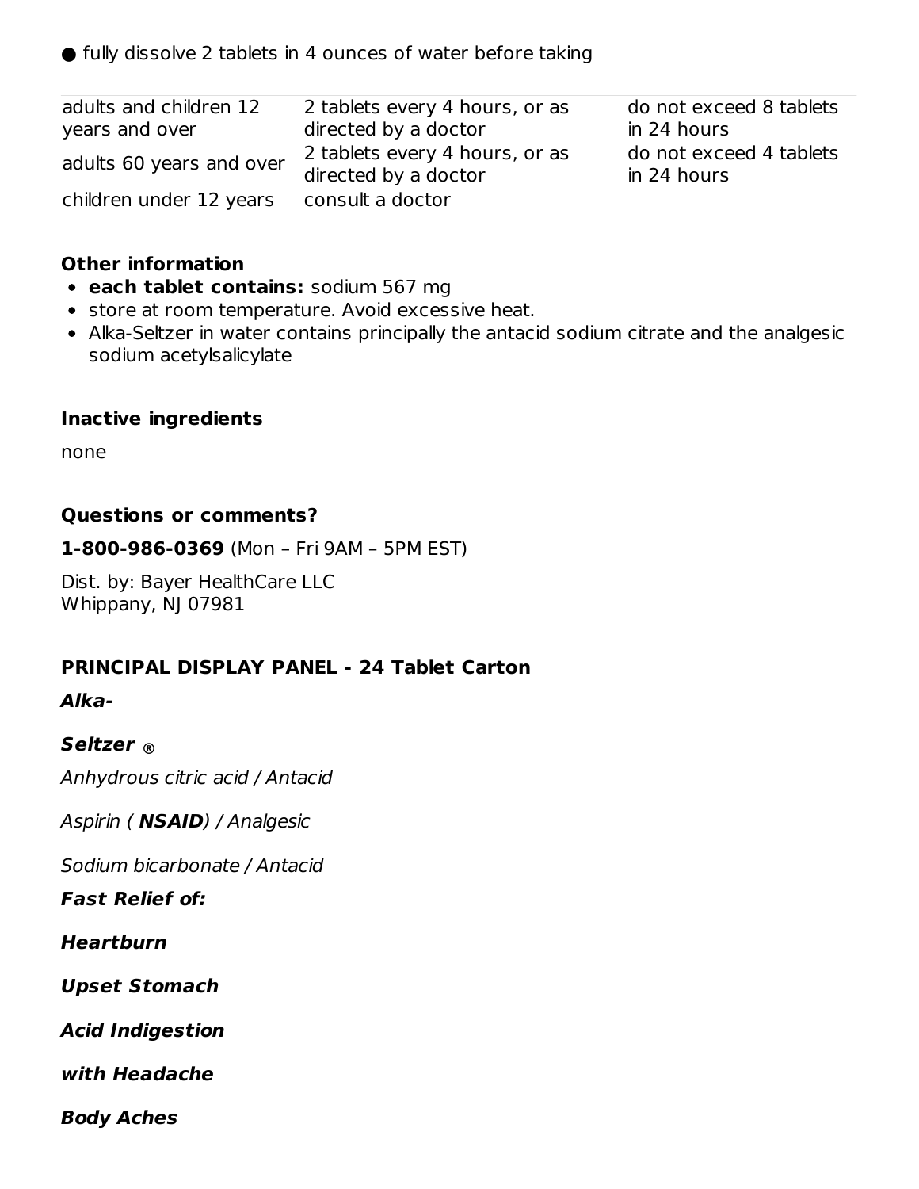- fully dissolve 2 tablets in 4 ounces of water before taking

| | | |
|---|---|---|
| adults and children 12 years and over | 2 tablets every 4 hours, or as directed by a doctor | do not exceed 8 tablets in 24 hours |
| adults 60 years and over | 2 tablets every 4 hours, or as directed by a doctor | do not exceed 4 tablets in 24 hours |
| children under 12 years | consult a doctor | |

**Other information**

- **each tablet contains:** sodium 567 mg
- store at room temperature. Avoid excessive heat.
- Alka-Seltzer in water contains principally the antacid sodium citrate and the analgesic sodium acetylsalicylate

**Inactive ingredients**

none

**Questions or comments?**

**1-800-986-0369** (Mon – Fri 9AM – 5PM EST)

Dist. by: Bayer HealthCare LLC
Whippany, NJ 07981

**PRINCIPAL DISPLAY PANEL - 24 Tablet Carton**

***Alka-***

***Seltzer*** **®**

*Anhydrous citric acid / Antacid*

*Aspirin (* ***NSAID****) / Analgesic*

*Sodium bicarbonate / Antacid*

***Fast Relief of:***

***Heartburn***

***Upset Stomach***

***Acid Indigestion***

***with Headache***

***Body Aches***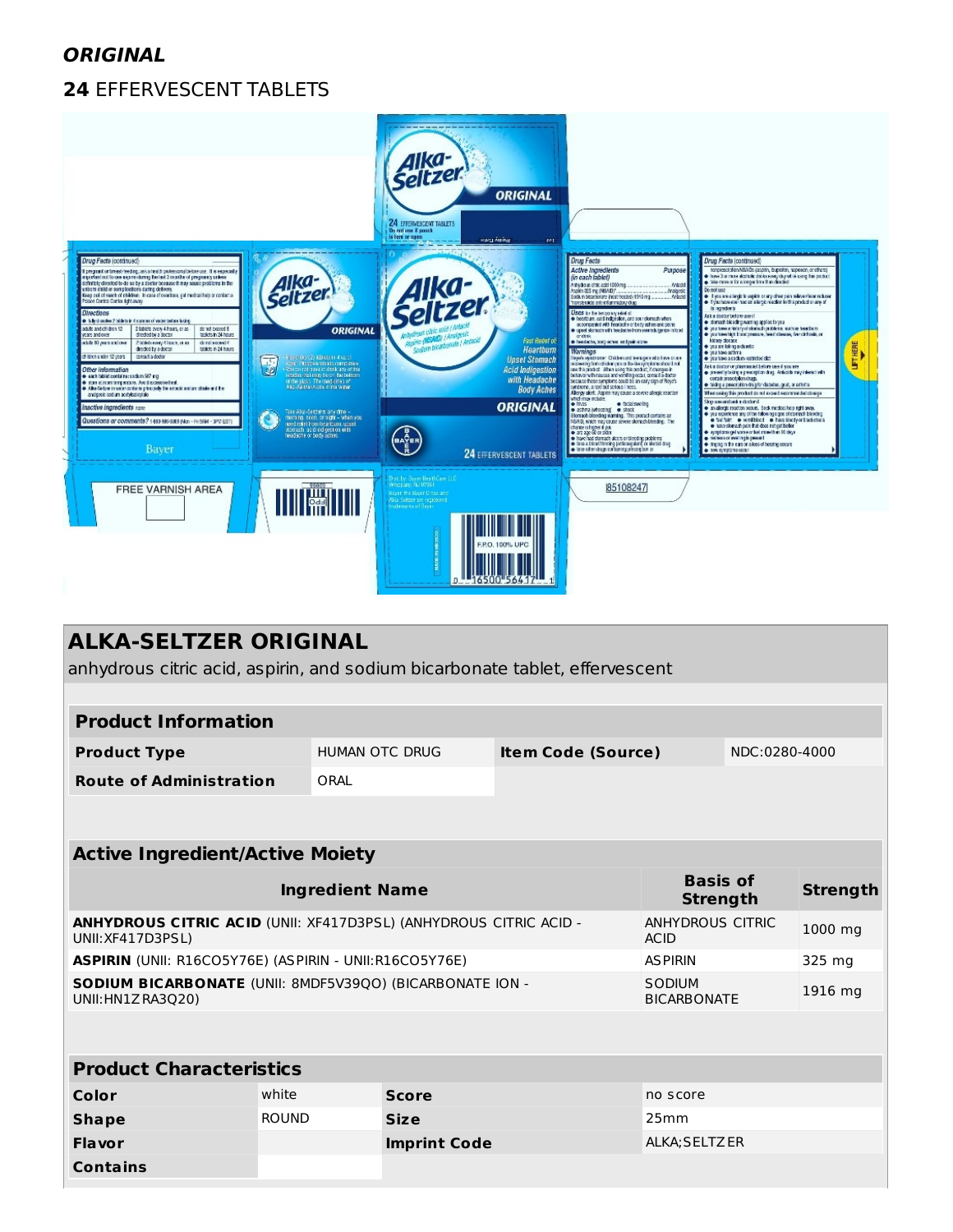***ORIGINAL***

**24** EFFERVESCENT TABLETS

## ALKA-SELTZER ORIGINAL

anhydrous citric acid, aspirin, and sodium bicarbonate tablet, effervescent

| Product Information | | | |
|---|---|---|---|
| **Product Type** | HUMAN OTC DRUG | **Item Code (Source)** | NDC:0280-4000 |
| **Route of Administration** | ORAL | | |

| Active Ingredient/Active Moiety | | |
|---|---|---|
| **Ingredient Name** | **Basis of Strength** | **Strength** |
| **ANHYDROUS CITRIC ACID** (UNII: XF417D3PSL) (ANHYDROUS CITRIC ACID - UNII:XF417D3PSL) | ANHYDROUS CITRIC ACID | 1000 mg |
| **ASPIRIN** (UNII: R16CO5Y76E) (ASPIRIN - UNII:R16CO5Y76E) | ASPIRIN | 325 mg |
| **SODIUM BICARBONATE** (UNII: 8MDF5V39QO) (BICARBONATE ION - UNII:HN1ZRA3Q20) | SODIUM BICARBONATE | 1916 mg |

| Product Characteristics | | | |
|---|---|---|---|
| **Color** | white | **Score** | no score |
| **Shape** | ROUND | **Size** | 25mm |
| **Flavor** | | **Imprint Code** | ALKA;SELTZER |
| **Contains** | | | |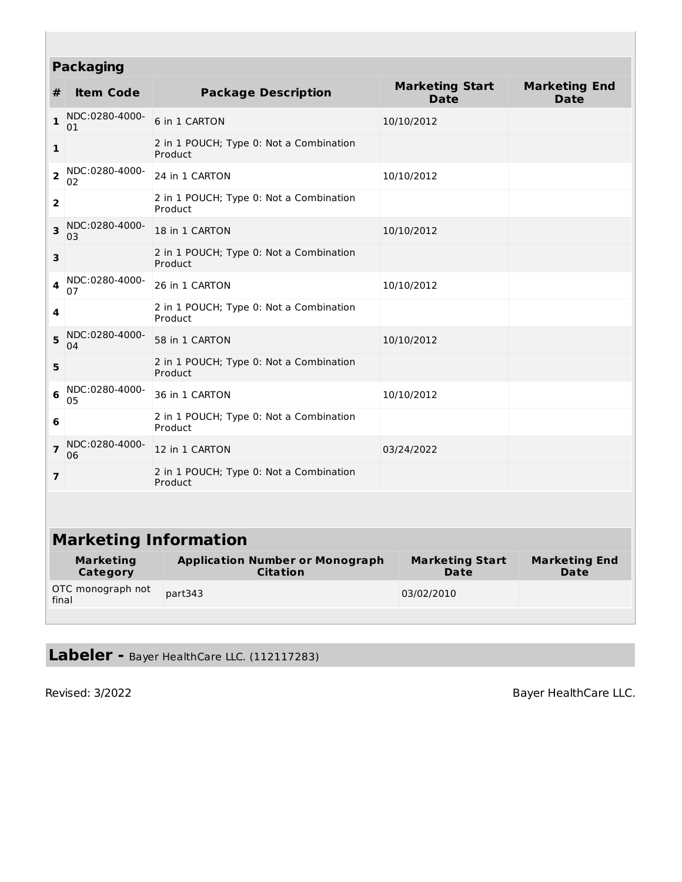## Packaging

| # | Item Code | Package Description | Marketing Start Date | Marketing End Date |
|---|---|---|---|---|
| 1 | NDC:0280-4000-01 | 6 in 1 CARTON | 10/10/2012 | |
| 1 | | 2 in 1 POUCH; Type 0: Not a Combination Product | | |
| 2 | NDC:0280-4000-02 | 24 in 1 CARTON | 10/10/2012 | |
| 2 | | 2 in 1 POUCH; Type 0: Not a Combination Product | | |
| 3 | NDC:0280-4000-03 | 18 in 1 CARTON | 10/10/2012 | |
| 3 | | 2 in 1 POUCH; Type 0: Not a Combination Product | | |
| 4 | NDC:0280-4000-07 | 26 in 1 CARTON | 10/10/2012 | |
| 4 | | 2 in 1 POUCH; Type 0: Not a Combination Product | | |
| 5 | NDC:0280-4000-04 | 58 in 1 CARTON | 10/10/2012 | |
| 5 | | 2 in 1 POUCH; Type 0: Not a Combination Product | | |
| 6 | NDC:0280-4000-05 | 36 in 1 CARTON | 10/10/2012 | |
| 6 | | 2 in 1 POUCH; Type 0: Not a Combination Product | | |
| 7 | NDC:0280-4000-06 | 12 in 1 CARTON | 03/24/2022 | |
| 7 | | 2 in 1 POUCH; Type 0: Not a Combination Product | | |

## Marketing Information

| Marketing Category | Application Number or Monograph Citation | Marketing Start Date | Marketing End Date |
|---|---|---|---|
| OTC monograph not final | part343 | 03/02/2010 | |

## Labeler - Bayer HealthCare LLC. (112117283)

Revised: 3/2022

Bayer HealthCare LLC.